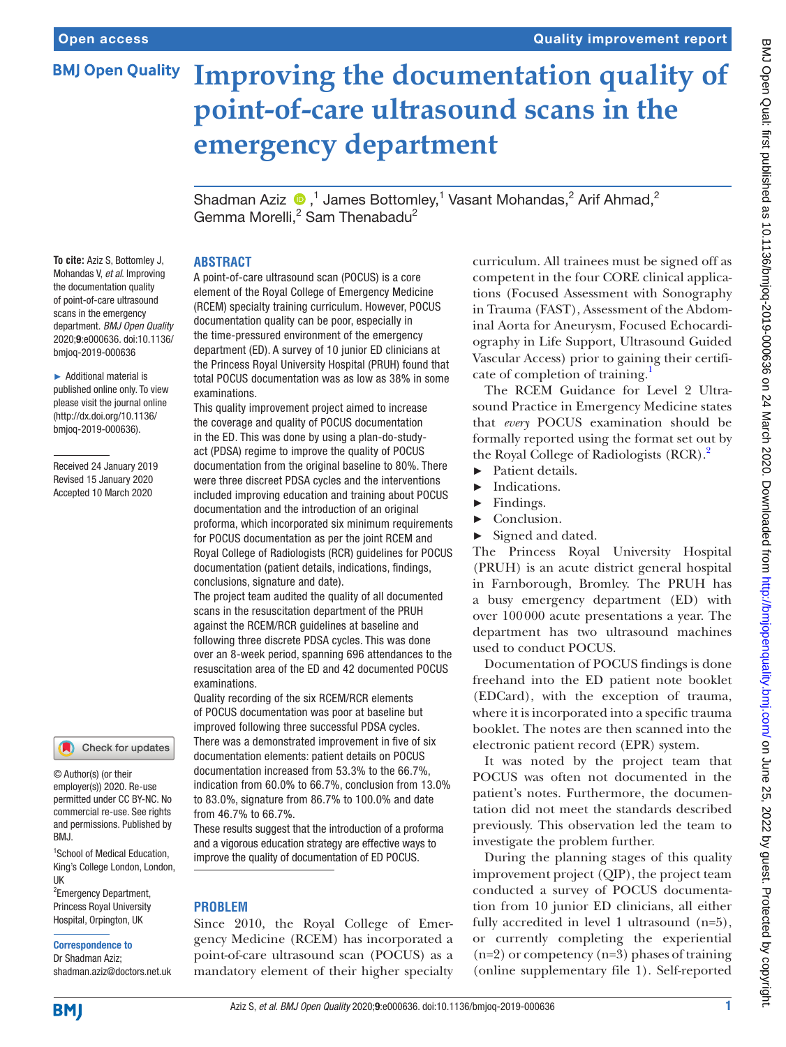Open access

Quality improvement report

# Improving the documentation quality of point-of-care ultrasound scans in the emergency department

Shadman Aziz ,[1] James Bottomley,[1] Vasant Mohandas,[2] Arif Ahmad,[2] Gemma Morelli,[2] Sam Thenabadu[2]

**To cite:** Aziz S, Bottomley J, Mohandas V, *et al*. Improving the documentation quality of point-of-care ultrasound scans in the emergency department. *BMJ Open Quality* 2020;**9**:e000636. doi:10.1136/bmjoq-2019-000636

► Additional material is published online only. To view please visit the journal online (http://dx.doi.org/10.1136/bmjoq-2019-000636).

Received 24 January 2019
Revised 15 January 2020
Accepted 10 March 2020

© Author(s) (or their employer(s)) 2020. Re-use permitted under CC BY-NC. No commercial re-use. See rights and permissions. Published by BMJ.

[1]School of Medical Education, King's College London, London, UK
[2]Emergency Department, Princess Royal University Hospital, Orpington, UK

**Correspondence to**
Dr Shadman Aziz; shadman.aziz@doctors.net.uk

## ABSTRACT

A point-of-care ultrasound scan (POCUS) is a core element of the Royal College of Emergency Medicine (RCEM) specialty training curriculum. However, POCUS documentation quality can be poor, especially in the time-pressured environment of the emergency department (ED). A survey of 10 junior ED clinicians at the Princess Royal University Hospital (PRUH) found that total POCUS documentation was as low as 38% in some examinations.

This quality improvement project aimed to increase the coverage and quality of POCUS documentation in the ED. This was done by using a plan-do-study-act (PDSA) regime to improve the quality of POCUS documentation from the original baseline to 80%. There were three discreet PDSA cycles and the interventions included improving education and training about POCUS documentation and the introduction of an original proforma, which incorporated six minimum requirements for POCUS documentation as per the joint RCEM and Royal College of Radiologists (RCR) guidelines for POCUS documentation (patient details, indications, findings, conclusions, signature and date).

The project team audited the quality of all documented scans in the resuscitation department of the PRUH against the RCEM/RCR guidelines at baseline and following three discrete PDSA cycles. This was done over an 8-week period, spanning 696 attendances to the resuscitation area of the ED and 42 documented POCUS examinations.

Quality recording of the six RCEM/RCR elements of POCUS documentation was poor at baseline but improved following three successful PDSA cycles. There was a demonstrated improvement in five of six documentation elements: patient details on POCUS documentation increased from 53.3% to the 66.7%, indication from 60.0% to 66.7%, conclusion from 13.0% to 83.0%, signature from 86.7% to 100.0% and date from 46.7% to 66.7%.

These results suggest that the introduction of a proforma and a vigorous education strategy are effective ways to improve the quality of documentation of ED POCUS.

## PROBLEM

Since 2010, the Royal College of Emergency Medicine (RCEM) has incorporated a point-of-care ultrasound scan (POCUS) as a mandatory element of their higher specialty curriculum. All trainees must be signed off as competent in the four CORE clinical applications (Focused Assessment with Sonography in Trauma (FAST), Assessment of the Abdominal Aorta for Aneurysm, Focused Echocardiography in Life Support, Ultrasound Guided Vascular Access) prior to gaining their certificate of completion of training.[1]

The RCEM Guidance for Level 2 Ultrasound Practice in Emergency Medicine states that *every* POCUS examination should be formally reported using the format set out by the Royal College of Radiologists (RCR).[2]

- Patient details.
- Indications.
- Findings.
- Conclusion.
- Signed and dated.

The Princess Royal University Hospital (PRUH) is an acute district general hospital in Farnborough, Bromley. The PRUH has a busy emergency department (ED) with over 100 000 acute presentations a year. The department has two ultrasound machines used to conduct POCUS.

Documentation of POCUS findings is done freehand into the ED patient note booklet (EDCard), with the exception of trauma, where it is incorporated into a specific trauma booklet. The notes are then scanned into the electronic patient record (EPR) system.

It was noted by the project team that POCUS was often not documented in the patient's notes. Furthermore, the documentation did not meet the standards described previously. This observation led the team to investigate the problem further.

During the planning stages of this quality improvement project (QIP), the project team conducted a survey of POCUS documentation from 10 junior ED clinicians, all either fully accredited in level 1 ultrasound (n=5), or currently completing the experiential (n=2) or competency (n=3) phases of training (online supplementary file 1). Self-reported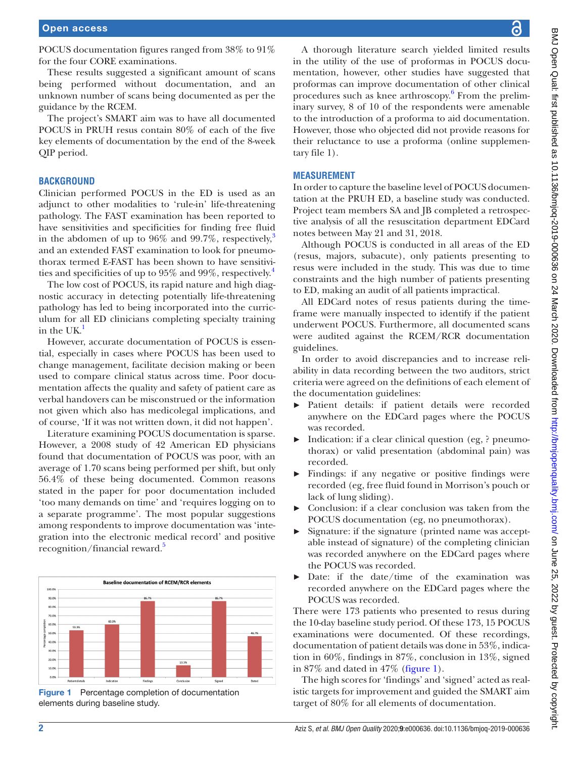POCUS documentation figures ranged from 38% to 91% for the four CORE examinations.

These results suggested a significant amount of scans being performed without documentation, and an unknown number of scans being documented as per the guidance by the RCEM.

The project's SMART aim was to have all documented POCUS in PRUH resus contain 80% of each of the five key elements of documentation by the end of the 8-week QIP period.

## BACKGROUND

Clinician performed POCUS in the ED is used as an adjunct to other modalities to 'rule-in' life-threatening pathology. The FAST examination has been reported to have sensitivities and specificities for finding free fluid in the abdomen of up to 96% and 99.7%, respectively,[3] and an extended FAST examination to look for pneumothorax termed E-FAST has been shown to have sensitivities and specificities of up to 95% and 99%, respectively.[4]

The low cost of POCUS, its rapid nature and high diagnostic accuracy in detecting potentially life-threatening pathology has led to being incorporated into the curriculum for all ED clinicians completing specialty training in the UK.[1]

However, accurate documentation of POCUS is essential, especially in cases where POCUS has been used to change management, facilitate decision making or been used to compare clinical status across time. Poor documentation affects the quality and safety of patient care as verbal handovers can be misconstrued or the information not given which also has medicolegal implications, and of course, 'If it was not written down, it did not happen'.

Literature examining POCUS documentation is sparse. However, a 2008 study of 42 American ED physicians found that documentation of POCUS was poor, with an average of 1.70 scans being performed per shift, but only 56.4% of these being documented. Common reasons stated in the paper for poor documentation included 'too many demands on time' and 'requires logging on to a separate programme'. The most popular suggestions among respondents to improve documentation was 'integration into the electronic medical record' and positive recognition/financial reward.[5]

**Baseline documentation of RCEM/RCR elements**

| Element | Percentage completion |
|---|---|
| Patient details | 53.3% |
| Indication | 60.0% |
| Findings | 86.7% |
| Conclusion | 13.3% |
| Signed | 86.7% |
| Dated | 46.7% |

Figure 1 Percentage completion of documentation elements during baseline study.

A thorough literature search yielded limited results in the utility of the use of proformas in POCUS documentation, however, other studies have suggested that proformas can improve documentation of other clinical procedures such as knee arthroscopy.[6] From the preliminary survey, 8 of 10 of the respondents were amenable to the introduction of a proforma to aid documentation. However, those who objected did not provide reasons for their reluctance to use a proforma (online supplementary file 1).

## MEASUREMENT

In order to capture the baseline level of POCUS documentation at the PRUH ED, a baseline study was conducted. Project team members SA and JB completed a retrospective analysis of all the resuscitation department EDCard notes between May 21 and 31, 2018.

Although POCUS is conducted in all areas of the ED (resus, majors, subacute), only patients presenting to resus were included in the study. This was due to time constraints and the high number of patients presenting to ED, making an audit of all patients impractical.

All EDCard notes of resus patients during the timeframe were manually inspected to identify if the patient underwent POCUS. Furthermore, all documented scans were audited against the RCEM/RCR documentation guidelines.

In order to avoid discrepancies and to increase reliability in data recording between the two auditors, strict criteria were agreed on the definitions of each element of the documentation guidelines:

- Patient details: if patient details were recorded anywhere on the EDCard pages where the POCUS was recorded.
- Indication: if a clear clinical question (eg, ? pneumothorax) or valid presentation (abdominal pain) was recorded.
- Findings: if any negative or positive findings were recorded (eg, free fluid found in Morrison's pouch or lack of lung sliding).
- Conclusion: if a clear conclusion was taken from the POCUS documentation (eg, no pneumothorax).
- Signature: if the signature (printed name was acceptable instead of signature) of the completing clinician was recorded anywhere on the EDCard pages where the POCUS was recorded.
- Date: if the date/time of the examination was recorded anywhere on the EDCard pages where the POCUS was recorded.

There were 173 patients who presented to resus during the 10-day baseline study period. Of these 173, 15 POCUS examinations were documented. Of these recordings, documentation of patient details was done in 53%, indication in 60%, findings in 87%, conclusion in 13%, signed in 87% and dated in 47% (figure 1).

The high scores for 'findings' and 'signed' acted as realistic targets for improvement and guided the SMART aim target of 80% for all elements of documentation.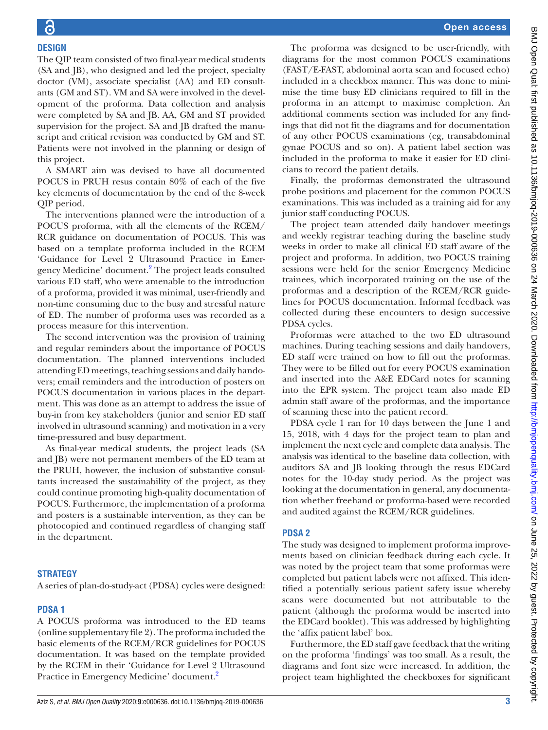## DESIGN

The QIP team consisted of two final-year medical students (SA and JB), who designed and led the project, specialty doctor (VM), associate specialist (AA) and ED consultants (GM and ST). VM and SA were involved in the development of the proforma. Data collection and analysis were completed by SA and JB. AA, GM and ST provided supervision for the project. SA and JB drafted the manuscript and critical revision was conducted by GM and ST. Patients were not involved in the planning or design of this project.

A SMART aim was devised to have all documented POCUS in PRUH resus contain 80% of each of the five key elements of documentation by the end of the 8-week QIP period.

The interventions planned were the introduction of a POCUS proforma, with all the elements of the RCEM/RCR guidance on documentation of POCUS. This was based on a template proforma included in the RCEM 'Guidance for Level 2 Ultrasound Practice in Emergency Medicine' document.[2] The project leads consulted various ED staff, who were amenable to the introduction of a proforma, provided it was minimal, user-friendly and non-time consuming due to the busy and stressful nature of ED. The number of proforma uses was recorded as a process measure for this intervention.

The second intervention was the provision of training and regular reminders about the importance of POCUS documentation. The planned interventions included attending ED meetings, teaching sessions and daily handovers; email reminders and the introduction of posters on POCUS documentation in various places in the department. This was done as an attempt to address the issue of buy-in from key stakeholders (junior and senior ED staff involved in ultrasound scanning) and motivation in a very time-pressured and busy department.

As final-year medical students, the project leads (SA and JB) were not permanent members of the ED team at the PRUH, however, the inclusion of substantive consultants increased the sustainability of the project, as they could continue promoting high-quality documentation of POCUS. Furthermore, the implementation of a proforma and posters is a sustainable intervention, as they can be photocopied and continued regardless of changing staff in the department.

## STRATEGY

A series of plan-do-study-act (PDSA) cycles were designed:

### PDSA 1

A POCUS proforma was introduced to the ED teams (online supplementary file 2). The proforma included the basic elements of the RCEM/RCR guidelines for POCUS documentation. It was based on the template provided by the RCEM in their 'Guidance for Level 2 Ultrasound Practice in Emergency Medicine' document.[2]

The proforma was designed to be user-friendly, with diagrams for the most common POCUS examinations (FAST/E-FAST, abdominal aorta scan and focused echo) included in a checkbox manner. This was done to minimise the time busy ED clinicians required to fill in the proforma in an attempt to maximise completion. An additional comments section was included for any findings that did not fit the diagrams and for documentation of any other POCUS examinations (eg, transabdominal gynae POCUS and so on). A patient label section was included in the proforma to make it easier for ED clinicians to record the patient details.

Finally, the proformas demonstrated the ultrasound probe positions and placement for the common POCUS examinations. This was included as a training aid for any junior staff conducting POCUS.

The project team attended daily handover meetings and weekly registrar teaching during the baseline study weeks in order to make all clinical ED staff aware of the project and proforma. In addition, two POCUS training sessions were held for the senior Emergency Medicine trainees, which incorporated training on the use of the proformas and a description of the RCEM/RCR guidelines for POCUS documentation. Informal feedback was collected during these encounters to design successive PDSA cycles.

Proformas were attached to the two ED ultrasound machines. During teaching sessions and daily handovers, ED staff were trained on how to fill out the proformas. They were to be filled out for every POCUS examination and inserted into the A&E EDCard notes for scanning into the EPR system. The project team also made ED admin staff aware of the proformas, and the importance of scanning these into the patient record.

PDSA cycle 1 ran for 10 days between the June 1 and 15, 2018, with 4 days for the project team to plan and implement the next cycle and complete data analysis. The analysis was identical to the baseline data collection, with auditors SA and JB looking through the resus EDCard notes for the 10-day study period. As the project was looking at the documentation in general, any documentation whether freehand or proforma-based were recorded and audited against the RCEM/RCR guidelines.

### PDSA 2

The study was designed to implement proforma improvements based on clinician feedback during each cycle. It was noted by the project team that some proformas were completed but patient labels were not affixed. This identified a potentially serious patient safety issue whereby scans were documented but not attributable to the patient (although the proforma would be inserted into the EDCard booklet). This was addressed by highlighting the 'affix patient label' box.

Furthermore, the ED staff gave feedback that the writing on the proforma 'findings' was too small. As a result, the diagrams and font size were increased. In addition, the project team highlighted the checkboxes for significant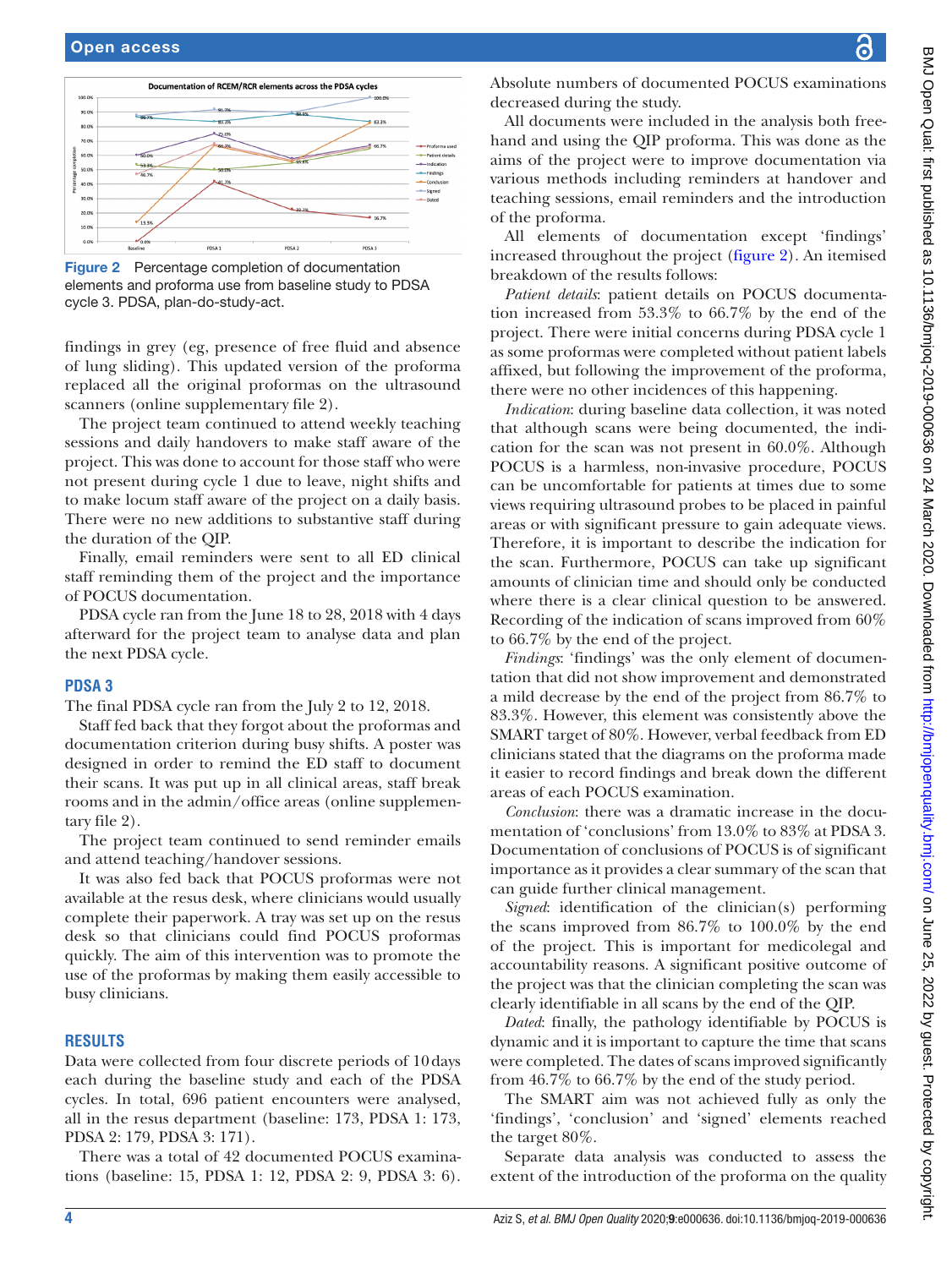**Figure 2** Percentage completion of documentation elements and proforma use from baseline study to PDSA cycle 3. PDSA, plan-do-study-act.

findings in grey (eg, presence of free fluid and absence of lung sliding). This updated version of the proforma replaced all the original proformas on the ultrasound scanners (online supplementary file 2).

The project team continued to attend weekly teaching sessions and daily handovers to make staff aware of the project. This was done to account for those staff who were not present during cycle 1 due to leave, night shifts and to make locum staff aware of the project on a daily basis. There were no new additions to substantive staff during the duration of the QIP.

Finally, email reminders were sent to all ED clinical staff reminding them of the project and the importance of POCUS documentation.

PDSA cycle ran from the June 18 to 28, 2018 with 4 days afterward for the project team to analyse data and plan the next PDSA cycle.

### PDSA 3

The final PDSA cycle ran from the July 2 to 12, 2018.

Staff fed back that they forgot about the proformas and documentation criterion during busy shifts. A poster was designed in order to remind the ED staff to document their scans. It was put up in all clinical areas, staff break rooms and in the admin/office areas (online supplementary file 2).

The project team continued to send reminder emails and attend teaching/handover sessions.

It was also fed back that POCUS proformas were not available at the resus desk, where clinicians would usually complete their paperwork. A tray was set up on the resus desk so that clinicians could find POCUS proformas quickly. The aim of this intervention was to promote the use of the proformas by making them easily accessible to busy clinicians.

## RESULTS

Data were collected from four discrete periods of 10 days each during the baseline study and each of the PDSA cycles. In total, 696 patient encounters were analysed, all in the resus department (baseline: 173, PDSA 1: 173, PDSA 2: 179, PDSA 3: 171).

There was a total of 42 documented POCUS examinations (baseline: 15, PDSA 1: 12, PDSA 2: 9, PDSA 3: 6). Absolute numbers of documented POCUS examinations decreased during the study.

All documents were included in the analysis both freehand and using the QIP proforma. This was done as the aims of the project were to improve documentation via various methods including reminders at handover and teaching sessions, email reminders and the introduction of the proforma.

All elements of documentation except 'findings' increased throughout the project (figure 2). An itemised breakdown of the results follows:

*Patient details*: patient details on POCUS documentation increased from 53.3% to 66.7% by the end of the project. There were initial concerns during PDSA cycle 1 as some proformas were completed without patient labels affixed, but following the improvement of the proforma, there were no other incidences of this happening.

*Indication*: during baseline data collection, it was noted that although scans were being documented, the indication for the scan was not present in 60.0%. Although POCUS is a harmless, non-invasive procedure, POCUS can be uncomfortable for patients at times due to some views requiring ultrasound probes to be placed in painful areas or with significant pressure to gain adequate views. Therefore, it is important to describe the indication for the scan. Furthermore, POCUS can take up significant amounts of clinician time and should only be conducted where there is a clear clinical question to be answered. Recording of the indication of scans improved from 60% to 66.7% by the end of the project.

*Findings*: 'findings' was the only element of documentation that did not show improvement and demonstrated a mild decrease by the end of the project from 86.7% to 83.3%. However, this element was consistently above the SMART target of 80%. However, verbal feedback from ED clinicians stated that the diagrams on the proforma made it easier to record findings and break down the different areas of each POCUS examination.

*Conclusion*: there was a dramatic increase in the documentation of 'conclusions' from 13.0% to 83% at PDSA 3. Documentation of conclusions of POCUS is of significant importance as it provides a clear summary of the scan that can guide further clinical management.

*Signed*: identification of the clinician(s) performing the scans improved from 86.7% to 100.0% by the end of the project. This is important for medicolegal and accountability reasons. A significant positive outcome of the project was that the clinician completing the scan was clearly identifiable in all scans by the end of the QIP.

*Dated*: finally, the pathology identifiable by POCUS is dynamic and it is important to capture the time that scans were completed. The dates of scans improved significantly from 46.7% to 66.7% by the end of the study period.

The SMART aim was not achieved fully as only the 'findings', 'conclusion' and 'signed' elements reached the target 80%.

Separate data analysis was conducted to assess the extent of the introduction of the proforma on the quality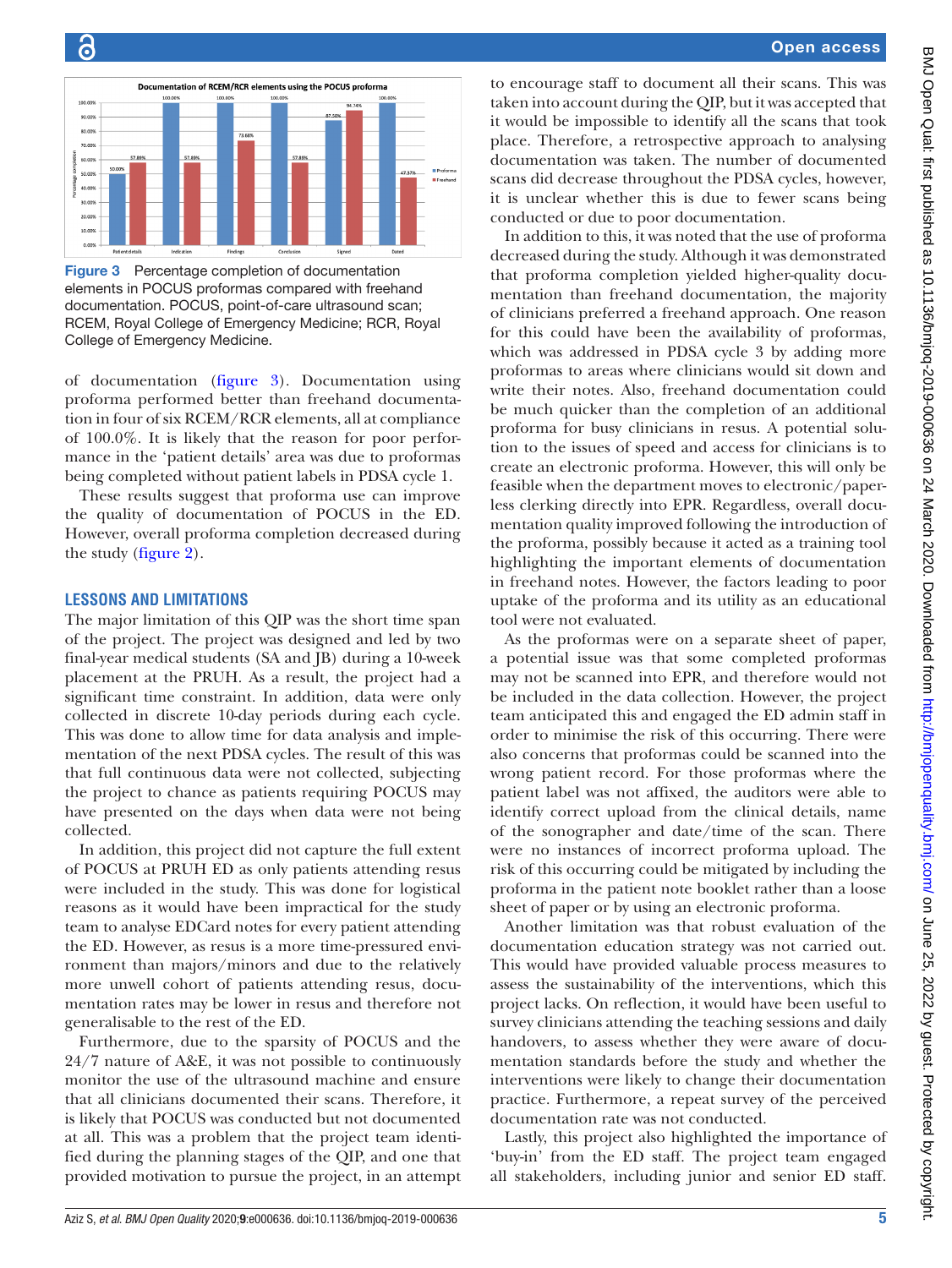Documentation of RCEM/RCR elements using the POCUS proforma

100.00%
90.00%
80.00%
70.00%
60.00%
50.00%
40.00%
30.00%
20.00%
10.00%
0.00%

Percentage completion

50.00%
57.89%
100.00%
57.89%
100.00%
73.68%
100.00%
57.89%
87.50%
94.74%
100.00%
47.37%

Patient details
Indication
Findings
Conclusion
Signed
Dated

Proforma
Freehand

**Figure 3** Percentage completion of documentation elements in POCUS proformas compared with freehand documentation. POCUS, point-of-care ultrasound scan; RCEM, Royal College of Emergency Medicine; RCR, Royal College of Emergency Medicine.

of documentation (figure 3). Documentation using proforma performed better than freehand documentation in four of six RCEM/RCR elements, all at compliance of 100.0%. It is likely that the reason for poor performance in the 'patient details' area was due to proformas being completed without patient labels in PDSA cycle 1.

These results suggest that proforma use can improve the quality of documentation of POCUS in the ED. However, overall proforma completion decreased during the study (figure 2).

## LESSONS AND LIMITATIONS

The major limitation of this QIP was the short time span of the project. The project was designed and led by two final-year medical students (SA and JB) during a 10-week placement at the PRUH. As a result, the project had a significant time constraint. In addition, data were only collected in discrete 10-day periods during each cycle. This was done to allow time for data analysis and implementation of the next PDSA cycles. The result of this was that full continuous data were not collected, subjecting the project to chance as patients requiring POCUS may have presented on the days when data were not being collected.

In addition, this project did not capture the full extent of POCUS at PRUH ED as only patients attending resus were included in the study. This was done for logistical reasons as it would have been impractical for the study team to analyse EDCard notes for every patient attending the ED. However, as resus is a more time-pressured environment than majors/minors and due to the relatively more unwell cohort of patients attending resus, documentation rates may be lower in resus and therefore not generalisable to the rest of the ED.

Furthermore, due to the sparsity of POCUS and the 24/7 nature of A&E, it was not possible to continuously monitor the use of the ultrasound machine and ensure that all clinicians documented their scans. Therefore, it is likely that POCUS was conducted but not documented at all. This was a problem that the project team identified during the planning stages of the QIP, and one that provided motivation to pursue the project, in an attempt to encourage staff to document all their scans. This was taken into account during the QIP, but it was accepted that it would be impossible to identify all the scans that took place. Therefore, a retrospective approach to analysing documentation was taken. The number of documented scans did decrease throughout the PDSA cycles, however, it is unclear whether this is due to fewer scans being conducted or due to poor documentation.

In addition to this, it was noted that the use of proforma decreased during the study. Although it was demonstrated that proforma completion yielded higher-quality documentation than freehand documentation, the majority of clinicians preferred a freehand approach. One reason for this could have been the availability of proformas, which was addressed in PDSA cycle 3 by adding more proformas to areas where clinicians would sit down and write their notes. Also, freehand documentation could be much quicker than the completion of an additional proforma for busy clinicians in resus. A potential solution to the issues of speed and access for clinicians is to create an electronic proforma. However, this will only be feasible when the department moves to electronic/paperless clerking directly into EPR. Regardless, overall documentation quality improved following the introduction of the proforma, possibly because it acted as a training tool highlighting the important elements of documentation in freehand notes. However, the factors leading to poor uptake of the proforma and its utility as an educational tool were not evaluated.

As the proformas were on a separate sheet of paper, a potential issue was that some completed proformas may not be scanned into EPR, and therefore would not be included in the data collection. However, the project team anticipated this and engaged the ED admin staff in order to minimise the risk of this occurring. There were also concerns that proformas could be scanned into the wrong patient record. For those proformas where the patient label was not affixed, the auditors were able to identify correct upload from the clinical details, name of the sonographer and date/time of the scan. There were no instances of incorrect proforma upload. The risk of this occurring could be mitigated by including the proforma in the patient note booklet rather than a loose sheet of paper or by using an electronic proforma.

Another limitation was that robust evaluation of the documentation education strategy was not carried out. This would have provided valuable process measures to assess the sustainability of the interventions, which this project lacks. On reflection, it would have been useful to survey clinicians attending the teaching sessions and daily handovers, to assess whether they were aware of documentation standards before the study and whether the interventions were likely to change their documentation practice. Furthermore, a repeat survey of the perceived documentation rate was not conducted.

Lastly, this project also highlighted the importance of 'buy-in' from the ED staff. The project team engaged all stakeholders, including junior and senior ED staff.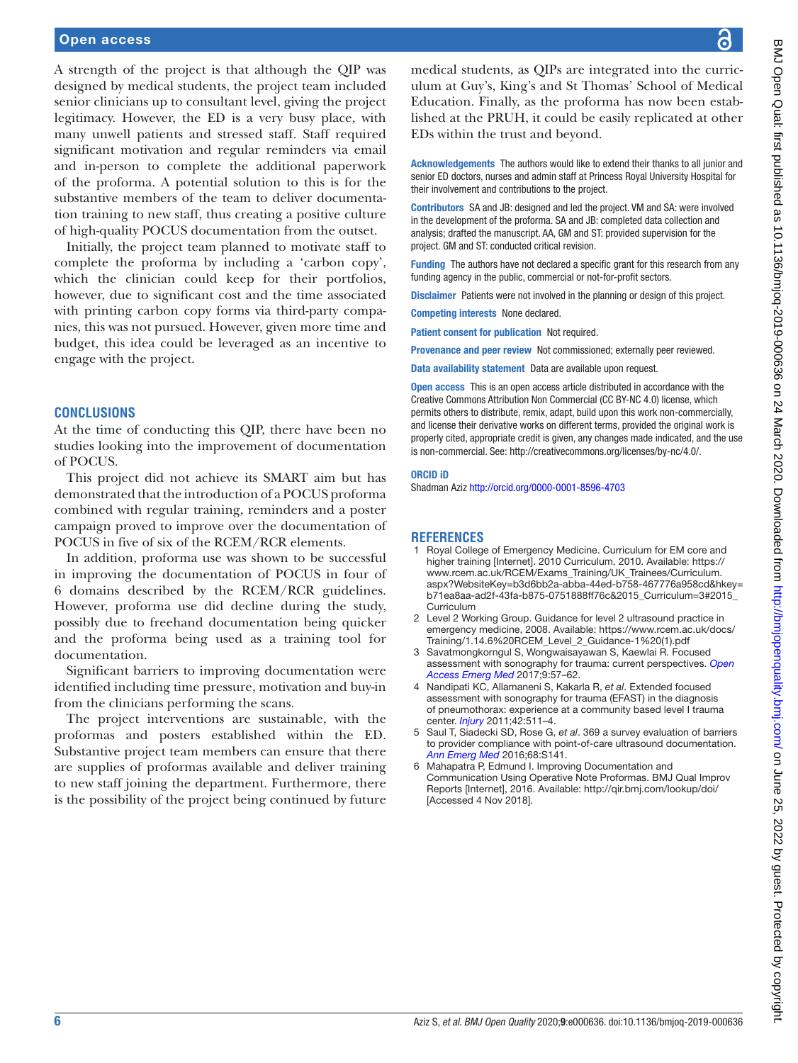A strength of the project is that although the QIP was designed by medical students, the project team included senior clinicians up to consultant level, giving the project legitimacy. However, the ED is a very busy place, with many unwell patients and stressed staff. Staff required significant motivation and regular reminders via email and in-person to complete the additional paperwork of the proforma. A potential solution to this is for the substantive members of the team to deliver documentation training to new staff, thus creating a positive culture of high-quality POCUS documentation from the outset.

Initially, the project team planned to motivate staff to complete the proforma by including a 'carbon copy', which the clinician could keep for their portfolios, however, due to significant cost and the time associated with printing carbon copy forms via third-party companies, this was not pursued. However, given more time and budget, this idea could be leveraged as an incentive to engage with the project.

## CONCLUSIONS

At the time of conducting this QIP, there have been no studies looking into the improvement of documentation of POCUS.

This project did not achieve its SMART aim but has demonstrated that the introduction of a POCUS proforma combined with regular training, reminders and a poster campaign proved to improve over the documentation of POCUS in five of six of the RCEM/RCR elements.

In addition, proforma use was shown to be successful in improving the documentation of POCUS in four of 6 domains described by the RCEM/RCR guidelines. However, proforma use did decline during the study, possibly due to freehand documentation being quicker and the proforma being used as a training tool for documentation.

Significant barriers to improving documentation were identified including time pressure, motivation and buy-in from the clinicians performing the scans.

The project interventions are sustainable, with the proformas and posters established within the ED. Substantive project team members can ensure that there are supplies of proformas available and deliver training to new staff joining the department. Furthermore, there is the possibility of the project being continued by future medical students, as QIPs are integrated into the curriculum at Guy's, King's and St Thomas' School of Medical Education. Finally, as the proforma has now been established at the PRUH, it could be easily replicated at other EDs within the trust and beyond.

**Acknowledgements** The authors would like to extend their thanks to all junior and senior ED doctors, nurses and admin staff at Princess Royal University Hospital for their involvement and contributions to the project.

**Contributors** SA and JB: designed and led the project. VM and SA: were involved in the development of the proforma. SA and JB: completed data collection and analysis; drafted the manuscript. AA, GM and ST: provided supervision for the project. GM and ST: conducted critical revision.

**Funding** The authors have not declared a specific grant for this research from any funding agency in the public, commercial or not-for-profit sectors.

**Disclaimer** Patients were not involved in the planning or design of this project.

**Competing interests** None declared.

**Patient consent for publication** Not required.

**Provenance and peer review** Not commissioned; externally peer reviewed.

**Data availability statement** Data are available upon request.

**Open access** This is an open access article distributed in accordance with the Creative Commons Attribution Non Commercial (CC BY-NC 4.0) license, which permits others to distribute, remix, adapt, build upon this work non-commercially, and license their derivative works on different terms, provided the original work is properly cited, appropriate credit is given, any changes made indicated, and the use is non-commercial. See: http://creativecommons.org/licenses/by-nc/4.0/.

**ORCID iD**

Shadman Aziz http://orcid.org/0000-0001-8596-4703

## REFERENCES

1. Royal College of Emergency Medicine. Curriculum for EM core and higher training [Internet]. 2010 Curriculum, 2010. Available: https://www.rcem.ac.uk/RCEM/Exams_Training/UK_Trainees/Curriculum.aspx?WebsiteKey=b3d6bb2a-abba-44ed-b758-467776a958cd&hkey=b71ea8aa-ad2f-43fa-b875-0751888ff76c&2015_Curriculum=3#2015_Curriculum
2. Level 2 Working Group. Guidance for level 2 ultrasound practice in emergency medicine, 2008. Available: https://www.rcem.ac.uk/docs/Training/1.14.6%20RCEM_Level_2_Guidance-1%20(1).pdf
3. Savatmongkorngul S, Wongwaisayawan S, Kaewlai R. Focused assessment with sonography for trauma: current perspectives. *Open Access Emerg Med* 2017;9:57–62.
4. Nandipati KC, Allamaneni S, Kakarla R, *et al*. Extended focused assessment with sonography for trauma (EFAST) in the diagnosis of pneumothorax: experience at a community based level I trauma center. *Injury* 2011;42:511–4.
5. Saul T, Siadecki SD, Rose G, *et al*. 369 a survey evaluation of barriers to provider compliance with point-of-care ultrasound documentation. *Ann Emerg Med* 2016;68:S141.
6. Mahapatra P, Edmund I. Improving Documentation and Communication Using Operative Note Proformas. BMJ Qual Improv Reports [Internet], 2016. Available: http://qir.bmj.com/lookup/doi/ [Accessed 4 Nov 2018].